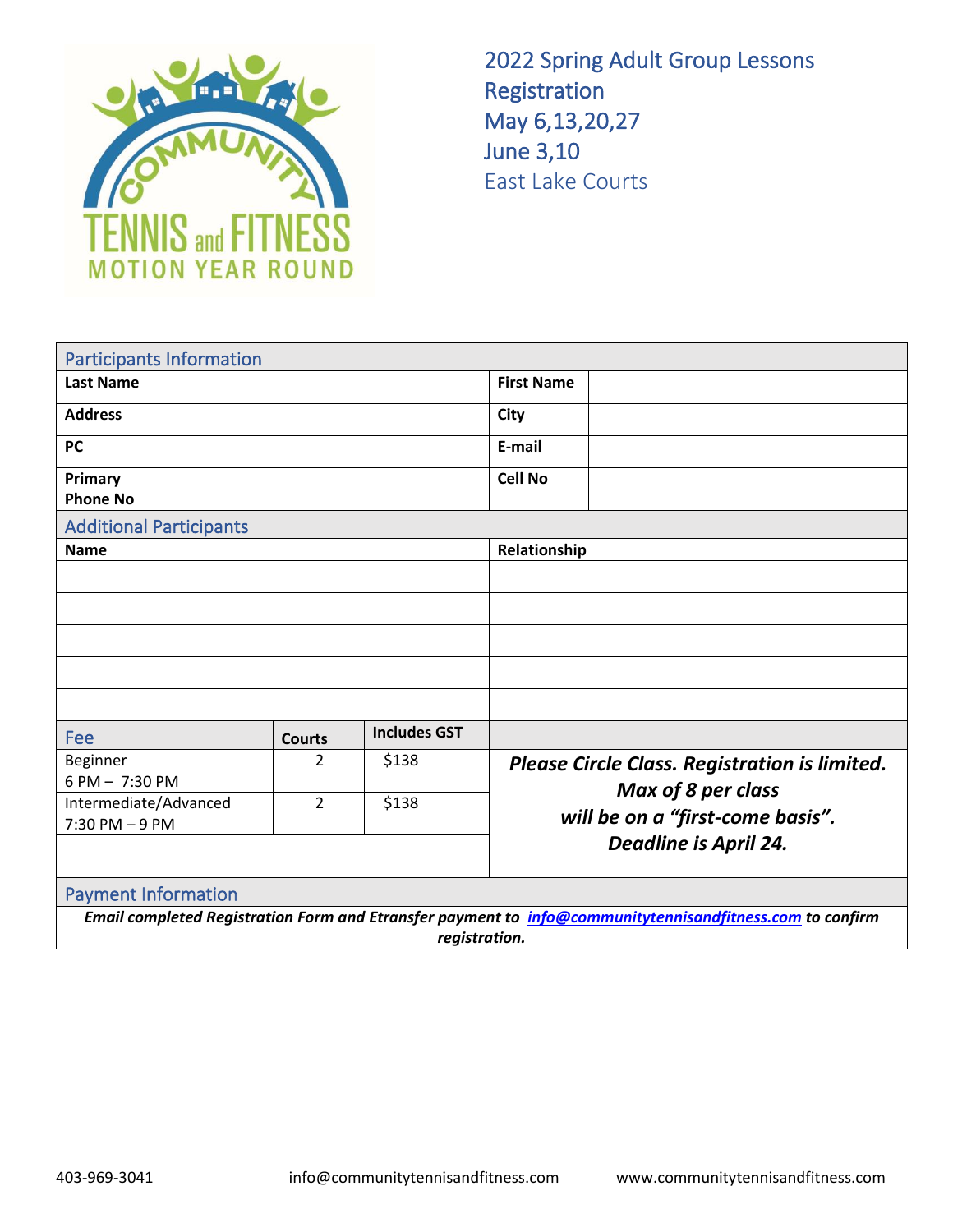COMMUNITY TENNIS and FITNESS MOTION YEAR ROUND

# 2022 Spring Adult Group Lessons Registration

## May 6,13,20,27
## June 3,10

East Lake Courts

## Participants Information

| | | | |
|---|---|---|---|
| **Last Name** | | **First Name** | |
| **Address** | | **City** | |
| **PC** | | **E-mail** | |
| **Primary Phone No** | | **Cell No** | |

## Additional Participants

| **Name** | **Relationship** |
|---|---|
| | |
| | |
| | |
| | |
| | |

| Fee | Courts | Includes GST |
|---|---|---|
| Beginner 6 PM – 7:30 PM | 2 | $138 |
| Intermediate/Advanced 7:30 PM – 9 PM | 2 | $138 |

***Please Circle Class. Registration is limited. Max of 8 per class will be on a "first-come basis". Deadline is April 24.***

## Payment Information

***Email completed Registration Form and Etransfer payment to [info@communitytennisandfitness.com](mailto:info@communitytennisandfitness.com) to confirm registration.***

403-969-3041 info@communitytennisandfitness.com www.communitytennisandfitness.com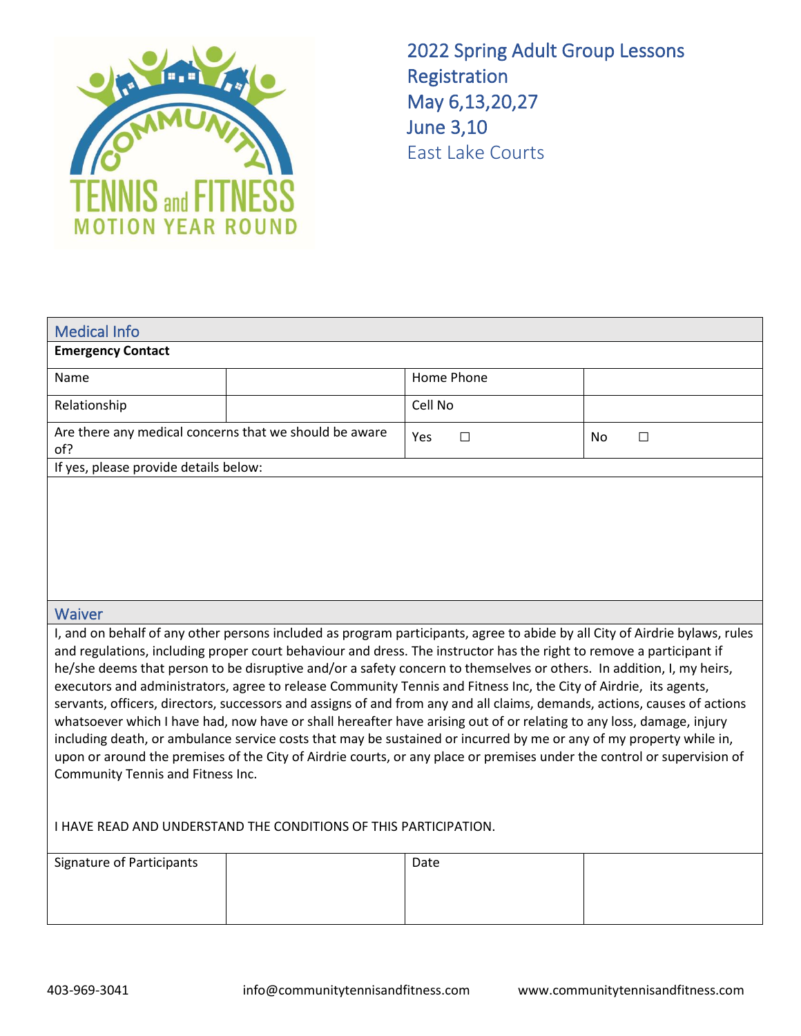# 2022 Spring Adult Group Lessons Registration

May 6,13,20,27

June 3,10

East Lake Courts

## Medical Info

| | | | |
|---|---|---|---|
| **Emergency Contact** | | | |
| Name | | Home Phone | |
| Relationship | | Cell No | |
| Are there any medical concerns that we should be aware of? | | Yes ☐ | No ☐ |
| If yes, please provide details below: | | | |

## Waiver

I, and on behalf of any other persons included as program participants, agree to abide by all City of Airdrie bylaws, rules and regulations, including proper court behaviour and dress. The instructor has the right to remove a participant if he/she deems that person to be disruptive and/or a safety concern to themselves or others. In addition, I, my heirs, executors and administrators, agree to release Community Tennis and Fitness Inc, the City of Airdrie, its agents, servants, officers, directors, successors and assigns of and from any and all claims, demands, actions, causes of actions whatsoever which I have had, now have or shall hereafter have arising out of or relating to any loss, damage, injury including death, or ambulance service costs that may be sustained or incurred by me or any of my property while in, upon or around the premises of the City of Airdrie courts, or any place or premises under the control or supervision of Community Tennis and Fitness Inc.

I HAVE READ AND UNDERSTAND THE CONDITIONS OF THIS PARTICIPATION.

| | | | |
|---|---|---|---|
| Signature of Participants | | Date | |

403-969-3041 info@communitytennisandfitness.com www.communitytennisandfitness.com